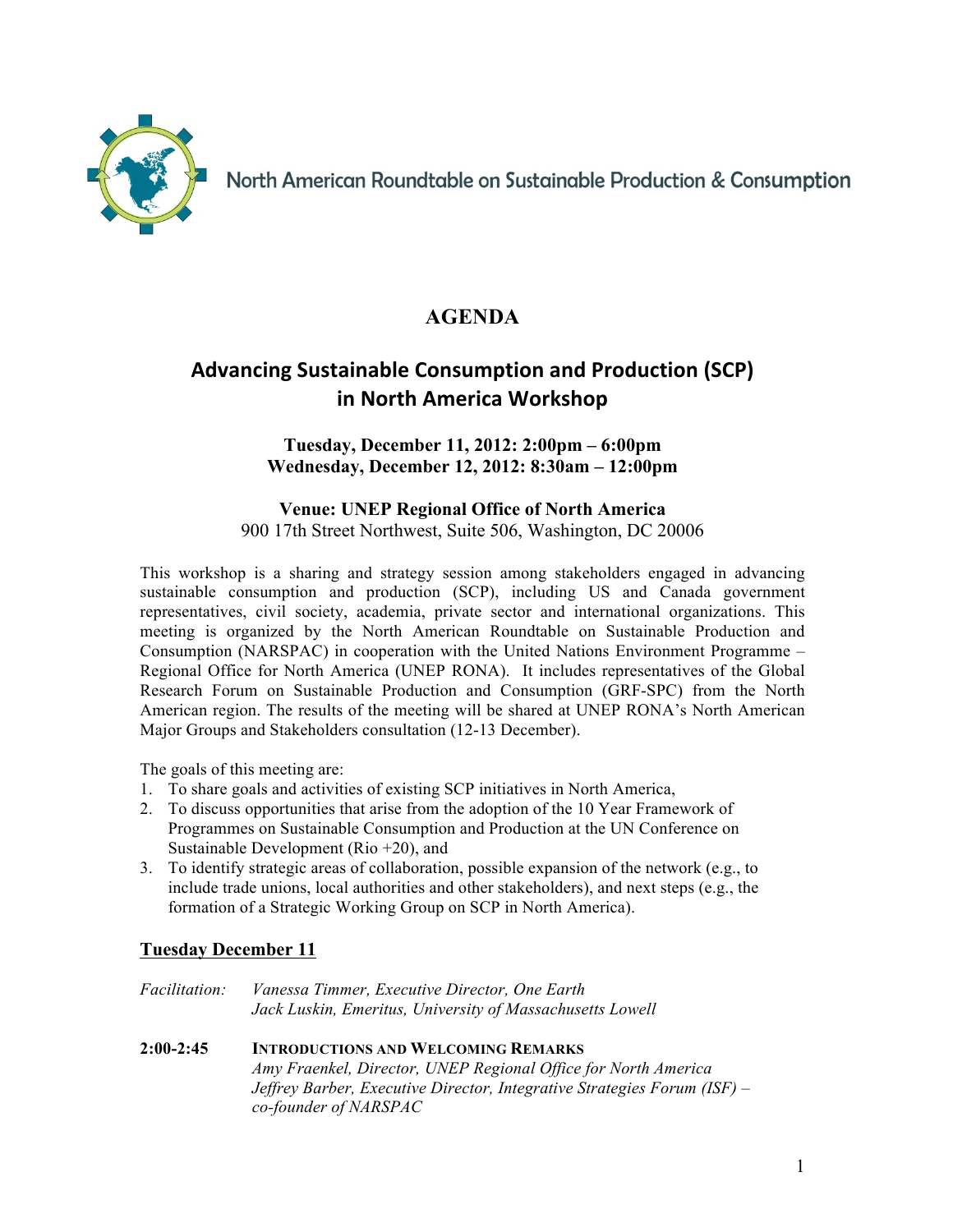North American Roundtable on Sustainable Production & Consumption

# AGENDA

## Advancing Sustainable Consumption and Production (SCP) in North America Workshop

**Tuesday, December 11, 2012: 2:00pm – 6:00pm**
**Wednesday, December 12, 2012: 8:30am – 12:00pm**

**Venue: UNEP Regional Office of North America**
900 17th Street Northwest, Suite 506, Washington, DC 20006

This workshop is a sharing and strategy session among stakeholders engaged in advancing sustainable consumption and production (SCP), including US and Canada government representatives, civil society, academia, private sector and international organizations. This meeting is organized by the North American Roundtable on Sustainable Production and Consumption (NARSPAC) in cooperation with the United Nations Environment Programme – Regional Office for North America (UNEP RONA). It includes representatives of the Global Research Forum on Sustainable Production and Consumption (GRF-SPC) from the North American region. The results of the meeting will be shared at UNEP RONA's North American Major Groups and Stakeholders consultation (12-13 December).

The goals of this meeting are:

1. To share goals and activities of existing SCP initiatives in North America,
2. To discuss opportunities that arise from the adoption of the 10 Year Framework of Programmes on Sustainable Consumption and Production at the UN Conference on Sustainable Development (Rio +20), and
3. To identify strategic areas of collaboration, possible expansion of the network (e.g., to include trade unions, local authorities and other stakeholders), and next steps (e.g., the formation of a Strategic Working Group on SCP in North America).

### Tuesday December 11

*Facilitation:* *Vanessa Timmer, Executive Director, One Earth*
*Jack Luskin, Emeritus, University of Massachusetts Lowell*

**2:00-2:45** **INTRODUCTIONS AND WELCOMING REMARKS**
*Amy Fraenkel, Director, UNEP Regional Office for North America*
*Jeffrey Barber, Executive Director, Integrative Strategies Forum (ISF) – co-founder of NARSPAC*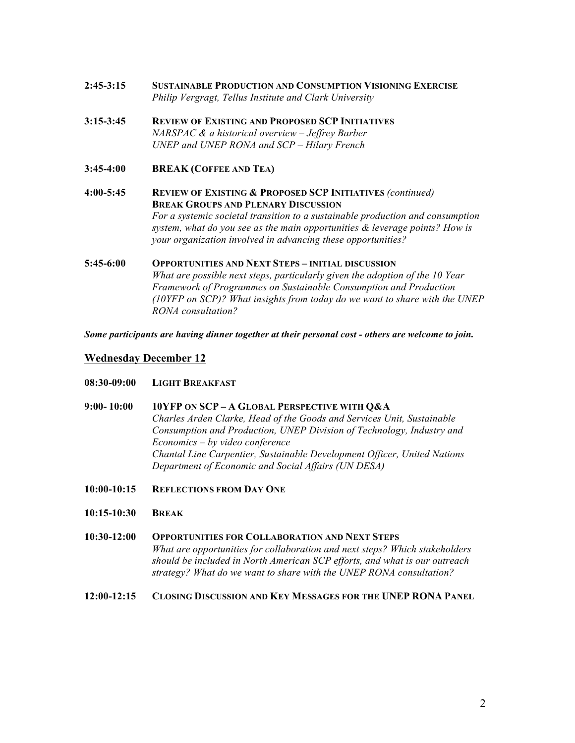**2:45-3:15** **SUSTAINABLE PRODUCTION AND CONSUMPTION VISIONING EXERCISE**
*Philip Vergragt, Tellus Institute and Clark University*

**3:15-3:45** **REVIEW OF EXISTING AND PROPOSED SCP INITIATIVES**
*NARSPAC & a historical overview – Jeffrey Barber*
*UNEP and UNEP RONA and SCP – Hilary French*

**3:45-4:00** **BREAK (COFFEE AND TEA)**

**4:00-5:45** **REVIEW OF EXISTING & PROPOSED SCP INITIATIVES** *(continued)*
**BREAK GROUPS AND PLENARY DISCUSSION**
*For a systemic societal transition to a sustainable production and consumption system, what do you see as the main opportunities & leverage points? How is your organization involved in advancing these opportunities?*

**5:45-6:00** **OPPORTUNITIES AND NEXT STEPS – INITIAL DISCUSSION**
*What are possible next steps, particularly given the adoption of the 10 Year Framework of Programmes on Sustainable Consumption and Production (10YFP on SCP)? What insights from today do we want to share with the UNEP RONA consultation?*

***Some participants are having dinner together at their personal cost - others are welcome to join.***

## Wednesday December 12

**08:30-09:00** **LIGHT BREAKFAST**

**9:00- 10:00** **10YFP ON SCP – A GLOBAL PERSPECTIVE WITH Q&A**
*Charles Arden Clarke, Head of the Goods and Services Unit, Sustainable Consumption and Production, UNEP Division of Technology, Industry and Economics – by video conference*
*Chantal Line Carpentier, Sustainable Development Officer, United Nations Department of Economic and Social Affairs (UN DESA)*

**10:00-10:15** **REFLECTIONS FROM DAY ONE**

**10:15-10:30** **BREAK**

**10:30-12:00** **OPPORTUNITIES FOR COLLABORATION AND NEXT STEPS**
*What are opportunities for collaboration and next steps? Which stakeholders should be included in North American SCP efforts, and what is our outreach strategy? What do we want to share with the UNEP RONA consultation?*

**12:00-12:15** **CLOSING DISCUSSION AND KEY MESSAGES FOR THE UNEP RONA PANEL**